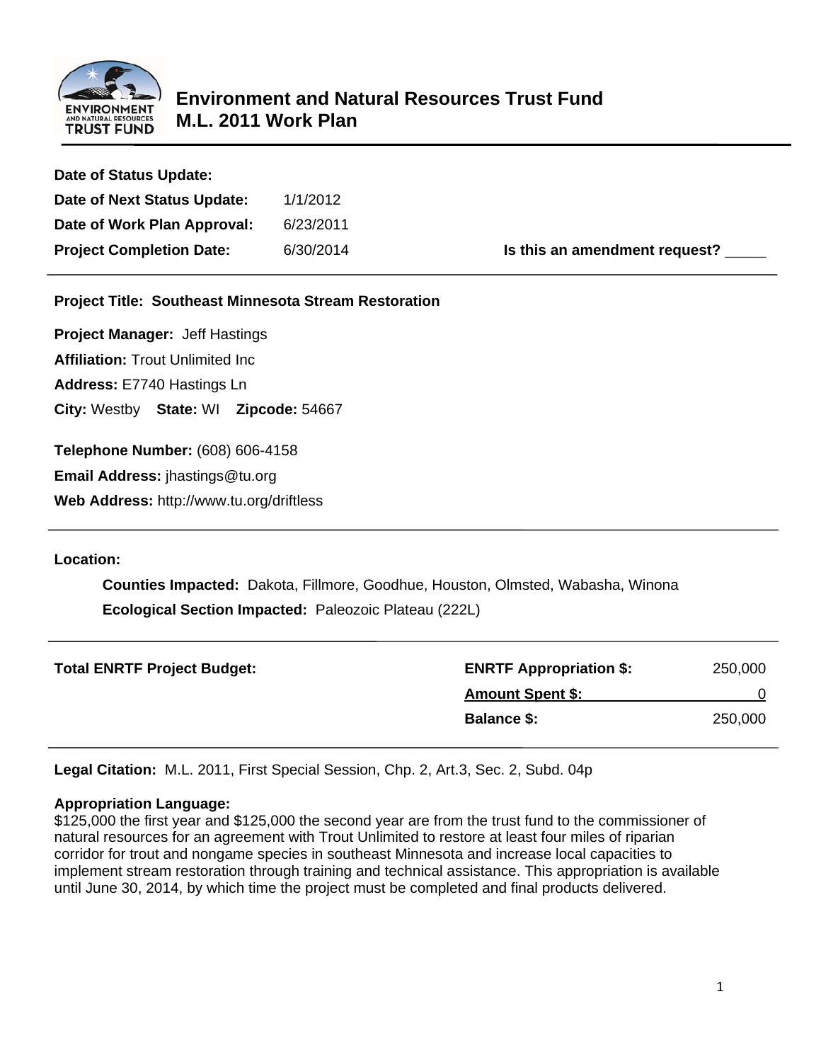# Environment and Natural Resources Trust Fund
# M.L. 2011 Work Plan

**Date of Status Update:**

**Date of Next Status Update:** 1/1/2012

**Date of Work Plan Approval:** 6/23/2011

**Project Completion Date:** 6/30/2014

**Is this an amendment request?** _____

---

**Project Title: Southeast Minnesota Stream Restoration**

**Project Manager:** Jeff Hastings

**Affiliation:** Trout Unlimited Inc

**Address:** E7740 Hastings Ln

**City:** Westby **State:** WI **Zipcode:** 54667

**Telephone Number:** (608) 606-4158

**Email Address:** jhastings@tu.org

**Web Address:** http://www.tu.org/driftless

---

**Location:**

**Counties Impacted:** Dakota, Fillmore, Goodhue, Houston, Olmsted, Wabasha, Winona

**Ecological Section Impacted:** Paleozoic Plateau (222L)

---

| **Total ENRTF Project Budget:** | **ENRTF Appropriation $:** | 250,000 |
|---|---|---|
| | **Amount Spent $:** | 0 |
| | **Balance $:** | 250,000 |

---

**Legal Citation:** M.L. 2011, First Special Session, Chp. 2, Art.3, Sec. 2, Subd. 04p

**Appropriation Language:**
$125,000 the first year and $125,000 the second year are from the trust fund to the commissioner of natural resources for an agreement with Trout Unlimited to restore at least four miles of riparian corridor for trout and nongame species in southeast Minnesota and increase local capacities to implement stream restoration through training and technical assistance. This appropriation is available until June 30, 2014, by which time the project must be completed and final products delivered.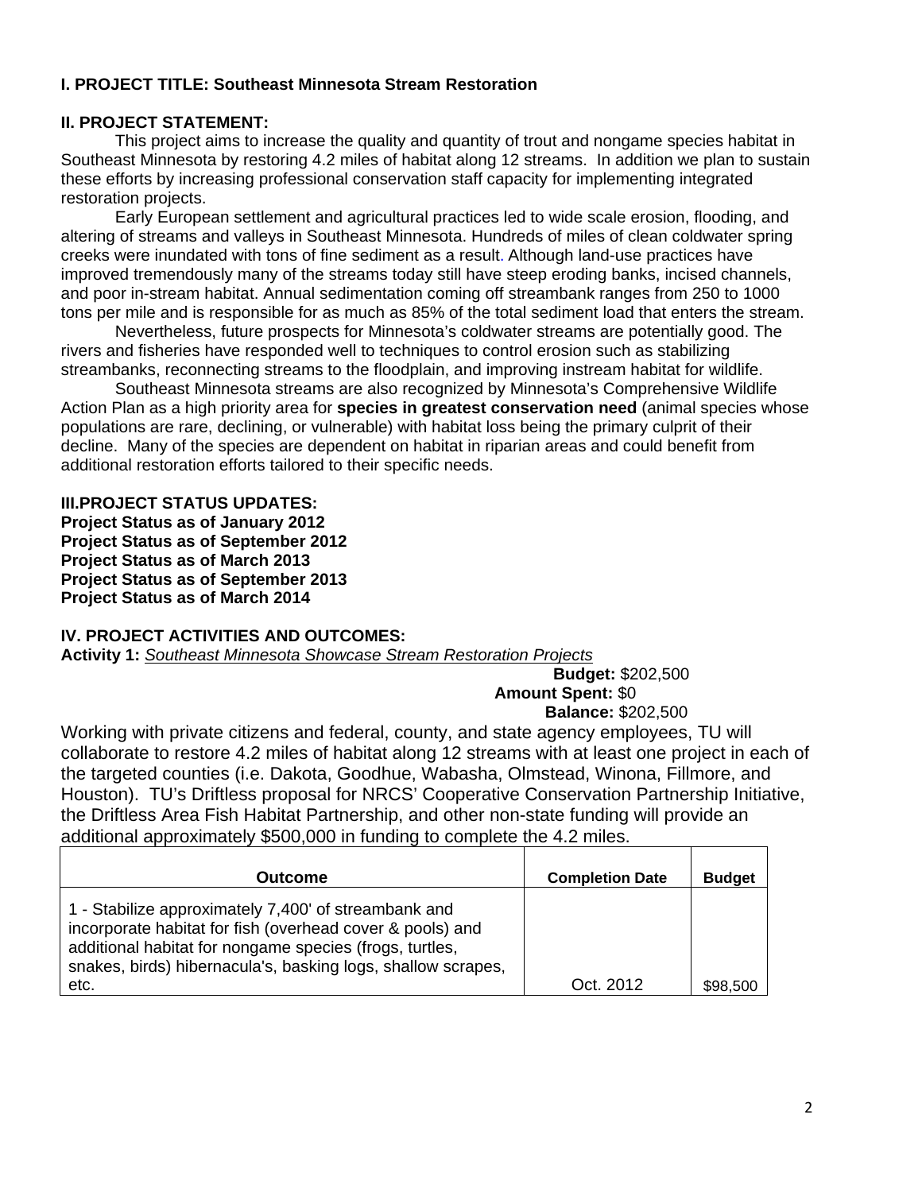**I. PROJECT TITLE: Southeast Minnesota Stream Restoration**

**II. PROJECT STATEMENT:**

This project aims to increase the quality and quantity of trout and nongame species habitat in Southeast Minnesota by restoring 4.2 miles of habitat along 12 streams. In addition we plan to sustain these efforts by increasing professional conservation staff capacity for implementing integrated restoration projects.

Early European settlement and agricultural practices led to wide scale erosion, flooding, and altering of streams and valleys in Southeast Minnesota. Hundreds of miles of clean coldwater spring creeks were inundated with tons of fine sediment as a result. Although land-use practices have improved tremendously many of the streams today still have steep eroding banks, incised channels, and poor in-stream habitat. Annual sedimentation coming off streambank ranges from 250 to 1000 tons per mile and is responsible for as much as 85% of the total sediment load that enters the stream.

Nevertheless, future prospects for Minnesota's coldwater streams are potentially good. The rivers and fisheries have responded well to techniques to control erosion such as stabilizing streambanks, reconnecting streams to the floodplain, and improving instream habitat for wildlife.

Southeast Minnesota streams are also recognized by Minnesota's Comprehensive Wildlife Action Plan as a high priority area for **species in greatest conservation need** (animal species whose populations are rare, declining, or vulnerable) with habitat loss being the primary culprit of their decline. Many of the species are dependent on habitat in riparian areas and could benefit from additional restoration efforts tailored to their specific needs.

**III.PROJECT STATUS UPDATES:**
**Project Status as of January 2012**
**Project Status as of September 2012**
**Project Status as of March 2013**
**Project Status as of September 2013**
**Project Status as of March 2014**

**IV. PROJECT ACTIVITIES AND OUTCOMES:**

**Activity 1:** *Southeast Minnesota Showcase Stream Restoration Projects*

**Budget:** $202,500
**Amount Spent:** $0
**Balance:** $202,500

Working with private citizens and federal, county, and state agency employees, TU will collaborate to restore 4.2 miles of habitat along 12 streams with at least one project in each of the targeted counties (i.e. Dakota, Goodhue, Wabasha, Olmstead, Winona, Fillmore, and Houston). TU's Driftless proposal for NRCS' Cooperative Conservation Partnership Initiative, the Driftless Area Fish Habitat Partnership, and other non-state funding will provide an additional approximately $500,000 in funding to complete the 4.2 miles.

| Outcome | Completion Date | Budget |
|---|---|---|
| 1 - Stabilize approximately 7,400' of streambank and incorporate habitat for fish (overhead cover & pools) and additional habitat for nongame species (frogs, turtles, snakes, birds) hibernacula's, basking logs, shallow scrapes, etc. | Oct. 2012 | $98,500 |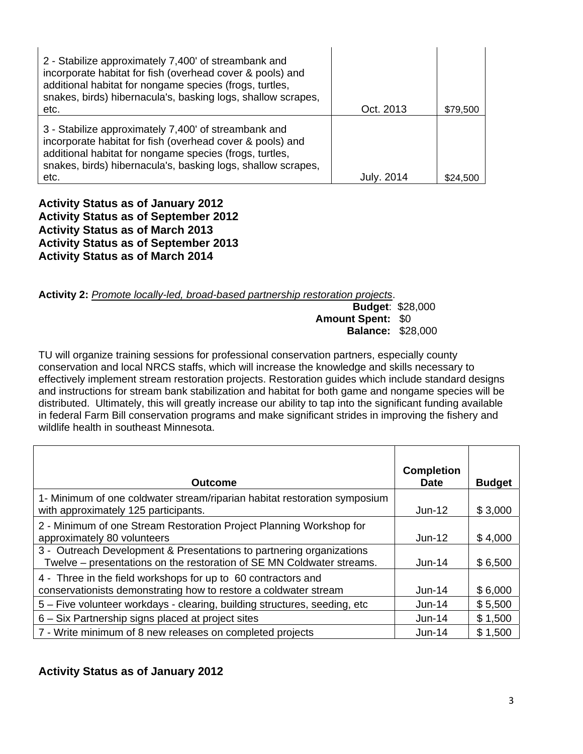| | | |
|---|---|---|
| 2 - Stabilize approximately 7,400' of streambank and incorporate habitat for fish (overhead cover & pools) and additional habitat for nongame species (frogs, turtles, snakes, birds) hibernacula's, basking logs, shallow scrapes, etc. | Oct. 2013 | $79,500 |
| 3 - Stabilize approximately 7,400' of streambank and incorporate habitat for fish (overhead cover & pools) and additional habitat for nongame species (frogs, turtles, snakes, birds) hibernacula's, basking logs, shallow scrapes, etc. | July. 2014 | $24,500 |

**Activity Status as of January 2012**
**Activity Status as of September 2012**
**Activity Status as of March 2013**
**Activity Status as of September 2013**
**Activity Status as of March 2014**

**Activity 2:** *Promote locally-led, broad-based partnership restoration projects*.

**Budget**: $28,000
**Amount Spent:** $0
**Balance:** $28,000

TU will organize training sessions for professional conservation partners, especially county conservation and local NRCS staffs, which will increase the knowledge and skills necessary to effectively implement stream restoration projects. Restoration guides which include standard designs and instructions for stream bank stabilization and habitat for both game and nongame species will be distributed. Ultimately, this will greatly increase our ability to tap into the significant funding available in federal Farm Bill conservation programs and make significant strides in improving the fishery and wildlife health in southeast Minnesota.

| Outcome | Completion Date | Budget |
|---|---|---|
| 1- Minimum of one coldwater stream/riparian habitat restoration symposium with approximately 125 participants. | Jun-12 | $ 3,000 |
| 2 - Minimum of one Stream Restoration Project Planning Workshop for approximately 80 volunteers | Jun-12 | $ 4,000 |
| 3 - Outreach Development & Presentations to partnering organizations Twelve – presentations on the restoration of SE MN Coldwater streams. | Jun-14 | $ 6,500 |
| 4 - Three in the field workshops for up to 60 contractors and conservationists demonstrating how to restore a coldwater stream | Jun-14 | $ 6,000 |
| 5 – Five volunteer workdays - clearing, building structures, seeding, etc | Jun-14 | $ 5,500 |
| 6 – Six Partnership signs placed at project sites | Jun-14 | $ 1,500 |
| 7 - Write minimum of 8 new releases on completed projects | Jun-14 | $ 1,500 |

**Activity Status as of January 2012**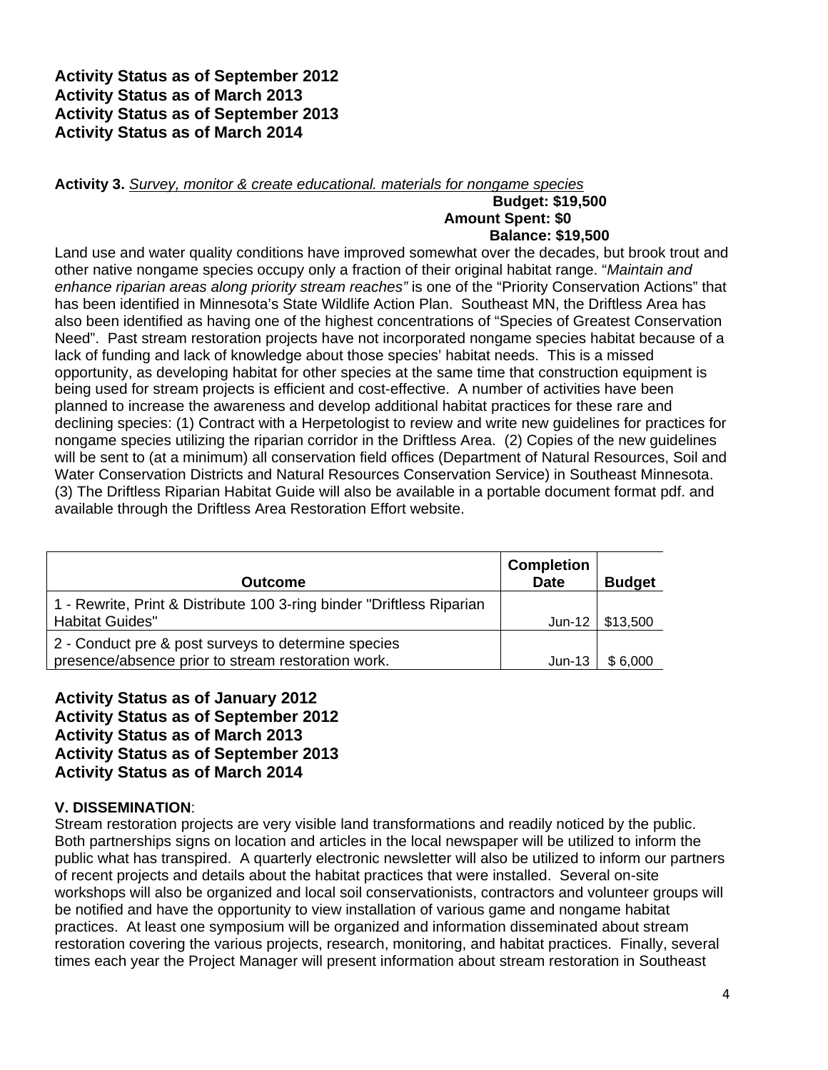**Activity Status as of September 2012**
**Activity Status as of March 2013**
**Activity Status as of September 2013**
**Activity Status as of March 2014**

**Activity 3.** *Survey, monitor & create educational. materials for nongame species*

**Budget: $19,500**
**Amount Spent: $0**
**Balance: $19,500**

Land use and water quality conditions have improved somewhat over the decades, but brook trout and other native nongame species occupy only a fraction of their original habitat range. "*Maintain and enhance riparian areas along priority stream reaches"* is one of the "Priority Conservation Actions" that has been identified in Minnesota's State Wildlife Action Plan. Southeast MN, the Driftless Area has also been identified as having one of the highest concentrations of "Species of Greatest Conservation Need". Past stream restoration projects have not incorporated nongame species habitat because of a lack of funding and lack of knowledge about those species' habitat needs. This is a missed opportunity, as developing habitat for other species at the same time that construction equipment is being used for stream projects is efficient and cost-effective. A number of activities have been planned to increase the awareness and develop additional habitat practices for these rare and declining species: (1) Contract with a Herpetologist to review and write new guidelines for practices for nongame species utilizing the riparian corridor in the Driftless Area. (2) Copies of the new guidelines will be sent to (at a minimum) all conservation field offices (Department of Natural Resources, Soil and Water Conservation Districts and Natural Resources Conservation Service) in Southeast Minnesota. (3) The Driftless Riparian Habitat Guide will also be available in a portable document format pdf. and available through the Driftless Area Restoration Effort website.

| Outcome | Completion Date | Budget |
|---|---|---|
| 1 - Rewrite, Print & Distribute 100 3-ring binder "Driftless Riparian Habitat Guides" | Jun-12 | $13,500 |
| 2 - Conduct pre & post surveys to determine species presence/absence prior to stream restoration work. | Jun-13 | $ 6,000 |

**Activity Status as of January 2012**
**Activity Status as of September 2012**
**Activity Status as of March 2013**
**Activity Status as of September 2013**
**Activity Status as of March 2014**

**V. DISSEMINATION**:
Stream restoration projects are very visible land transformations and readily noticed by the public. Both partnerships signs on location and articles in the local newspaper will be utilized to inform the public what has transpired. A quarterly electronic newsletter will also be utilized to inform our partners of recent projects and details about the habitat practices that were installed. Several on-site workshops will also be organized and local soil conservationists, contractors and volunteer groups will be notified and have the opportunity to view installation of various game and nongame habitat practices. At least one symposium will be organized and information disseminated about stream restoration covering the various projects, research, monitoring, and habitat practices. Finally, several times each year the Project Manager will present information about stream restoration in Southeast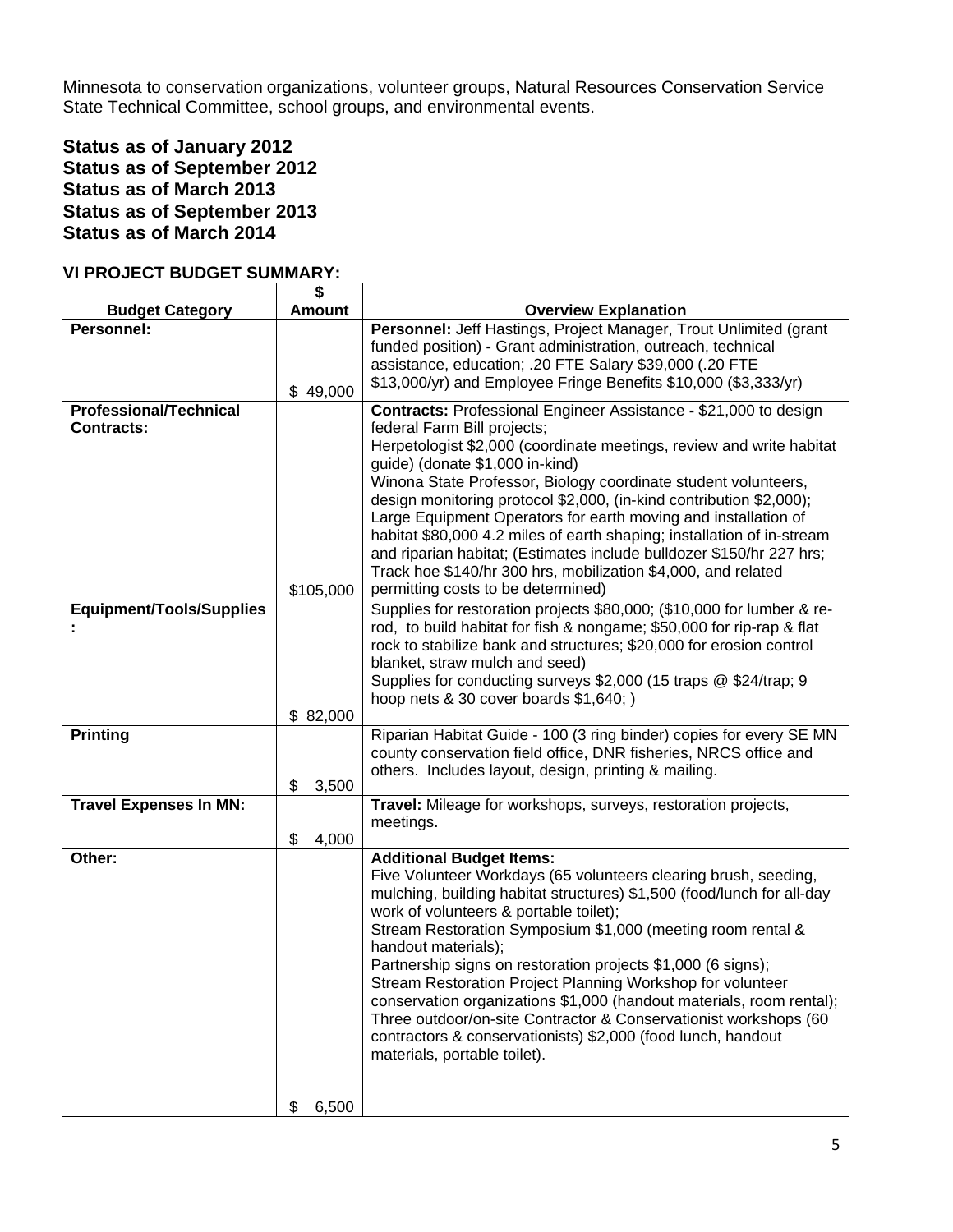Minnesota to conservation organizations, volunteer groups, Natural Resources Conservation Service State Technical Committee, school groups, and environmental events.

**Status as of January 2012**
**Status as of September 2012**
**Status as of March 2013**
**Status as of September 2013**
**Status as of March 2014**

### VI PROJECT BUDGET SUMMARY:

| Budget Category | $ Amount | Overview Explanation |
|---|---|---|
| **Personnel:** | $ 49,000 | **Personnel:** Jeff Hastings, Project Manager, Trout Unlimited (grant funded position) **-** Grant administration, outreach, technical assistance, education; .20 FTE Salary $39,000 (.20 FTE $13,000/yr) and Employee Fringe Benefits $10,000 ($3,333/yr) |
| **Professional/Technical Contracts:** | $105,000 | **Contracts:** Professional Engineer Assistance **-** $21,000 to design federal Farm Bill projects; Herpetologist $2,000 (coordinate meetings, review and write habitat guide) (donate $1,000 in-kind) Winona State Professor, Biology coordinate student volunteers, design monitoring protocol $2,000, (in-kind contribution $2,000); Large Equipment Operators for earth moving and installation of habitat $80,000 4.2 miles of earth shaping; installation of in-stream and riparian habitat; (Estimates include bulldozer $150/hr 227 hrs; Track hoe $140/hr 300 hrs, mobilization $4,000, and related permitting costs to be determined) |
| **Equipment/Tools/Supplies:** | $ 82,000 | Supplies for restoration projects $80,000; ($10,000 for lumber & re-rod, to build habitat for fish & nongame; $50,000 for rip-rap & flat rock to stabilize bank and structures; $20,000 for erosion control blanket, straw mulch and seed) Supplies for conducting surveys $2,000 (15 traps @ $24/trap; 9 hoop nets & 30 cover boards $1,640; ) |
| **Printing** | $ 3,500 | Riparian Habitat Guide - 100 (3 ring binder) copies for every SE MN county conservation field office, DNR fisheries, NRCS office and others. Includes layout, design, printing & mailing. |
| **Travel Expenses In MN:** | $ 4,000 | **Travel:** Mileage for workshops, surveys, restoration projects, meetings. |
| **Other:** | $ 6,500 | **Additional Budget Items:** Five Volunteer Workdays (65 volunteers clearing brush, seeding, mulching, building habitat structures) $1,500 (food/lunch for all-day work of volunteers & portable toilet); Stream Restoration Symposium $1,000 (meeting room rental & handout materials); Partnership signs on restoration projects $1,000 (6 signs); Stream Restoration Project Planning Workshop for volunteer conservation organizations $1,000 (handout materials, room rental); Three outdoor/on-site Contractor & Conservationist workshops (60 contractors & conservationists) $2,000 (food lunch, handout materials, portable toilet). |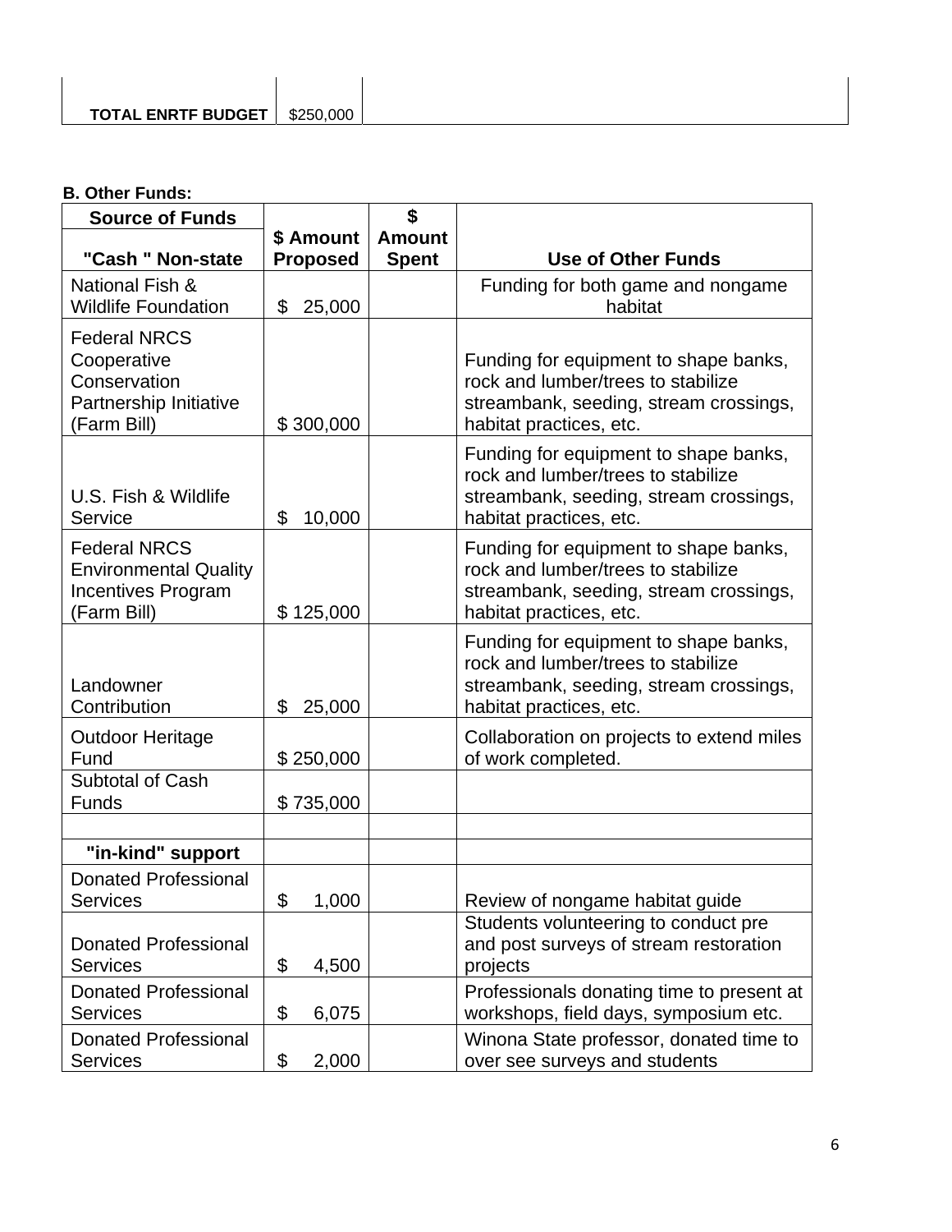| TOTAL ENRTF BUDGET | $250,000 | |
|---|---|---|

**B. Other Funds:**

| Source of Funds | $ Amount Proposed | $ Amount Spent | Use of Other Funds |
|---|---|---|---|
| **"Cash " Non-state** | | | |
| National Fish & Wildlife Foundation | $ 25,000 | | Funding for both game and nongame habitat |
| Federal NRCS Cooperative Conservation Partnership Initiative (Farm Bill) | $ 300,000 | | Funding for equipment to shape banks, rock and lumber/trees to stabilize streambank, seeding, stream crossings, habitat practices, etc. |
| U.S. Fish & Wildlife Service | $ 10,000 | | Funding for equipment to shape banks, rock and lumber/trees to stabilize streambank, seeding, stream crossings, habitat practices, etc. |
| Federal NRCS Environmental Quality Incentives Program (Farm Bill) | $ 125,000 | | Funding for equipment to shape banks, rock and lumber/trees to stabilize streambank, seeding, stream crossings, habitat practices, etc. |
| Landowner Contribution | $ 25,000 | | Funding for equipment to shape banks, rock and lumber/trees to stabilize streambank, seeding, stream crossings, habitat practices, etc. |
| Outdoor Heritage Fund | $ 250,000 | | Collaboration on projects to extend miles of work completed. |
| Subtotal of Cash Funds | $ 735,000 | | |
| | | | |
| **"in-kind" support** | | | |
| Donated Professional Services | $ 1,000 | | Review of nongame habitat guide |
| Donated Professional Services | $ 4,500 | | Students volunteering to conduct pre and post surveys of stream restoration projects |
| Donated Professional Services | $ 6,075 | | Professionals donating time to present at workshops, field days, symposium etc. |
| Donated Professional Services | $ 2,000 | | Winona State professor, donated time to over see surveys and students |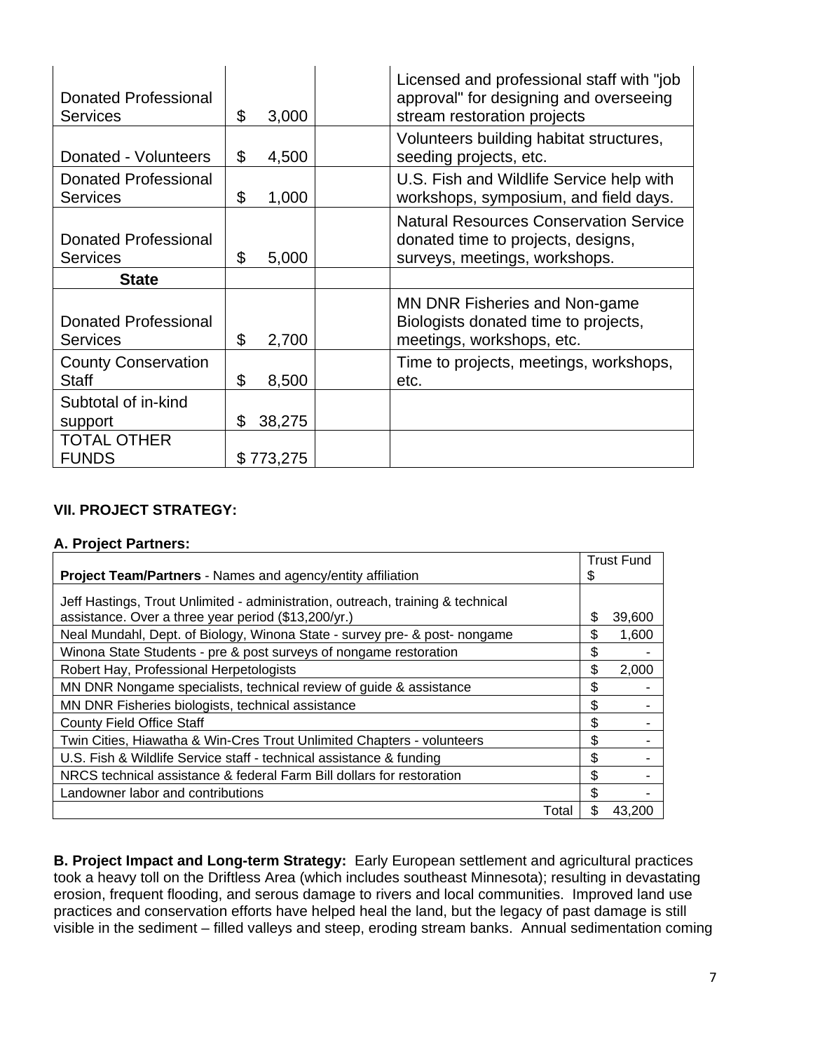| | | | |
|---|---|---|---|
| Donated Professional Services | $ 3,000 | | Licensed and professional staff with "job approval" for designing and overseeing stream restoration projects |
| Donated - Volunteers | $ 4,500 | | Volunteers building habitat structures, seeding projects, etc. |
| Donated Professional Services | $ 1,000 | | U.S. Fish and Wildlife Service help with workshops, symposium, and field days. |
| Donated Professional Services | $ 5,000 | | Natural Resources Conservation Service donated time to projects, designs, surveys, meetings, workshops. |
| **State** | | | |
| Donated Professional Services | $ 2,700 | | MN DNR Fisheries and Non-game Biologists donated time to projects, meetings, workshops, etc. |
| County Conservation Staff | $ 8,500 | | Time to projects, meetings, workshops, etc. |
| Subtotal of in-kind support | $ 38,275 | | |
| TOTAL OTHER FUNDS | $ 773,275 | | |

**VII. PROJECT STRATEGY:**

**A. Project Partners:**

| **Project Team/Partners** - Names and agency/entity affiliation | Trust Fund $ |
|---|---|
| Jeff Hastings, Trout Unlimited - administration, outreach, training & technical assistance. Over a three year period ($13,200/yr.) | $ 39,600 |
| Neal Mundahl, Dept. of Biology, Winona State - survey pre- & post- nongame | $ 1,600 |
| Winona State Students - pre & post surveys of nongame restoration | $ - |
| Robert Hay, Professional Herpetologists | $ 2,000 |
| MN DNR Nongame specialists, technical review of guide & assistance | $ - |
| MN DNR Fisheries biologists, technical assistance | $ - |
| County Field Office Staff | $ - |
| Twin Cities, Hiawatha & Win-Cres Trout Unlimited Chapters - volunteers | $ - |
| U.S. Fish & Wildlife Service staff - technical assistance & funding | $ - |
| NRCS technical assistance & federal Farm Bill dollars for restoration | $ - |
| Landowner labor and contributions | $ - |
| Total | $ 43,200 |

**B. Project Impact and Long-term Strategy:** Early European settlement and agricultural practices took a heavy toll on the Driftless Area (which includes southeast Minnesota); resulting in devastating erosion, frequent flooding, and serous damage to rivers and local communities. Improved land use practices and conservation efforts have helped heal the land, but the legacy of past damage is still visible in the sediment – filled valleys and steep, eroding stream banks. Annual sedimentation coming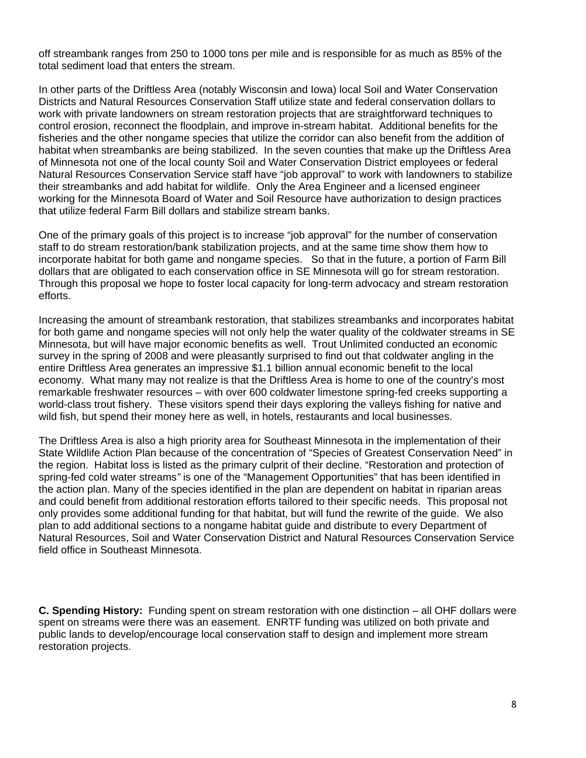off streambank ranges from 250 to 1000 tons per mile and is responsible for as much as 85% of the total sediment load that enters the stream.

In other parts of the Driftless Area (notably Wisconsin and Iowa) local Soil and Water Conservation Districts and Natural Resources Conservation Staff utilize state and federal conservation dollars to work with private landowners on stream restoration projects that are straightforward techniques to control erosion, reconnect the floodplain, and improve in-stream habitat. Additional benefits for the fisheries and the other nongame species that utilize the corridor can also benefit from the addition of habitat when streambanks are being stabilized. In the seven counties that make up the Driftless Area of Minnesota not one of the local county Soil and Water Conservation District employees or federal Natural Resources Conservation Service staff have "job approval" to work with landowners to stabilize their streambanks and add habitat for wildlife. Only the Area Engineer and a licensed engineer working for the Minnesota Board of Water and Soil Resource have authorization to design practices that utilize federal Farm Bill dollars and stabilize stream banks.

One of the primary goals of this project is to increase "job approval" for the number of conservation staff to do stream restoration/bank stabilization projects, and at the same time show them how to incorporate habitat for both game and nongame species. So that in the future, a portion of Farm Bill dollars that are obligated to each conservation office in SE Minnesota will go for stream restoration. Through this proposal we hope to foster local capacity for long-term advocacy and stream restoration efforts.

Increasing the amount of streambank restoration, that stabilizes streambanks and incorporates habitat for both game and nongame species will not only help the water quality of the coldwater streams in SE Minnesota, but will have major economic benefits as well. Trout Unlimited conducted an economic survey in the spring of 2008 and were pleasantly surprised to find out that coldwater angling in the entire Driftless Area generates an impressive $1.1 billion annual economic benefit to the local economy. What many may not realize is that the Driftless Area is home to one of the country's most remarkable freshwater resources – with over 600 coldwater limestone spring-fed creeks supporting a world-class trout fishery. These visitors spend their days exploring the valleys fishing for native and wild fish, but spend their money here as well, in hotels, restaurants and local businesses.

The Driftless Area is also a high priority area for Southeast Minnesota in the implementation of their State Wildlife Action Plan because of the concentration of "Species of Greatest Conservation Need" in the region. Habitat loss is listed as the primary culprit of their decline. "Restoration and protection of spring-fed cold water streams" is one of the "Management Opportunities" that has been identified in the action plan. Many of the species identified in the plan are dependent on habitat in riparian areas and could benefit from additional restoration efforts tailored to their specific needs. This proposal not only provides some additional funding for that habitat, but will fund the rewrite of the guide. We also plan to add additional sections to a nongame habitat guide and distribute to every Department of Natural Resources, Soil and Water Conservation District and Natural Resources Conservation Service field office in Southeast Minnesota.

**C. Spending History:** Funding spent on stream restoration with one distinction – all OHF dollars were spent on streams were there was an easement. ENRTF funding was utilized on both private and public lands to develop/encourage local conservation staff to design and implement more stream restoration projects.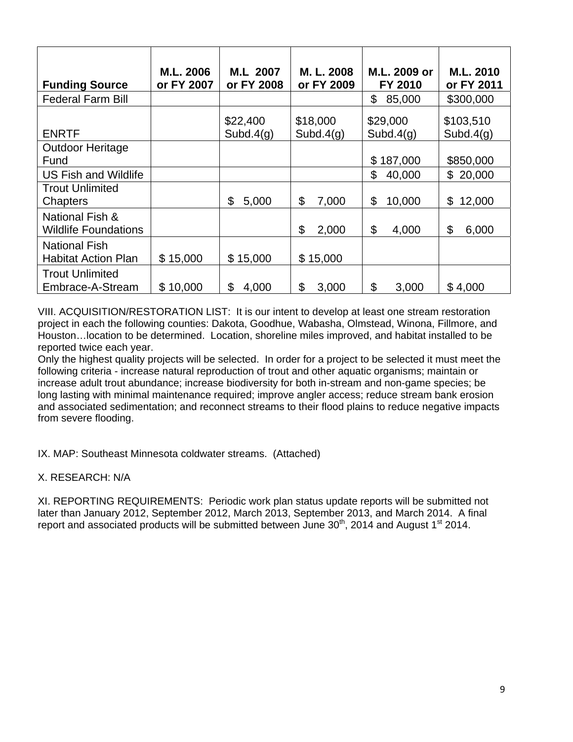| Funding Source | M.L. 2006 or FY 2007 | M.L 2007 or FY 2008 | M. L. 2008 or FY 2009 | M.L. 2009 or FY 2010 | M.L. 2010 or FY 2011 |
|---|---|---|---|---|---|
| Federal Farm Bill | | | | $ 85,000 | $300,000 |
| ENRTF | | $22,400 Subd.4(g) | $18,000 Subd.4(g) | $29,000 Subd.4(g) | $103,510 Subd.4(g) |
| Outdoor Heritage Fund | | | | $ 187,000 | $850,000 |
| US Fish and Wildlife | | | | $ 40,000 | $ 20,000 |
| Trout Unlimited Chapters | | $ 5,000 | $ 7,000 | $ 10,000 | $ 12,000 |
| National Fish & Wildlife Foundations | | | $ 2,000 | $ 4,000 | $ 6,000 |
| National Fish Habitat Action Plan | $ 15,000 | $ 15,000 | $ 15,000 | | |
| Trout Unlimited Embrace-A-Stream | $ 10,000 | $ 4,000 | $ 3,000 | $ 3,000 | $ 4,000 |

VIII. ACQUISITION/RESTORATION LIST: It is our intent to develop at least one stream restoration project in each the following counties: Dakota, Goodhue, Wabasha, Olmstead, Winona, Fillmore, and Houston…location to be determined. Location, shoreline miles improved, and habitat installed to be reported twice each year.

Only the highest quality projects will be selected. In order for a project to be selected it must meet the following criteria - increase natural reproduction of trout and other aquatic organisms; maintain or increase adult trout abundance; increase biodiversity for both in-stream and non-game species; be long lasting with minimal maintenance required; improve angler access; reduce stream bank erosion and associated sedimentation; and reconnect streams to their flood plains to reduce negative impacts from severe flooding.

IX. MAP: Southeast Minnesota coldwater streams. (Attached)

X. RESEARCH: N/A

XI. REPORTING REQUIREMENTS: Periodic work plan status update reports will be submitted not later than January 2012, September 2012, March 2013, September 2013, and March 2014. A final report and associated products will be submitted between June 30th, 2014 and August 1st 2014.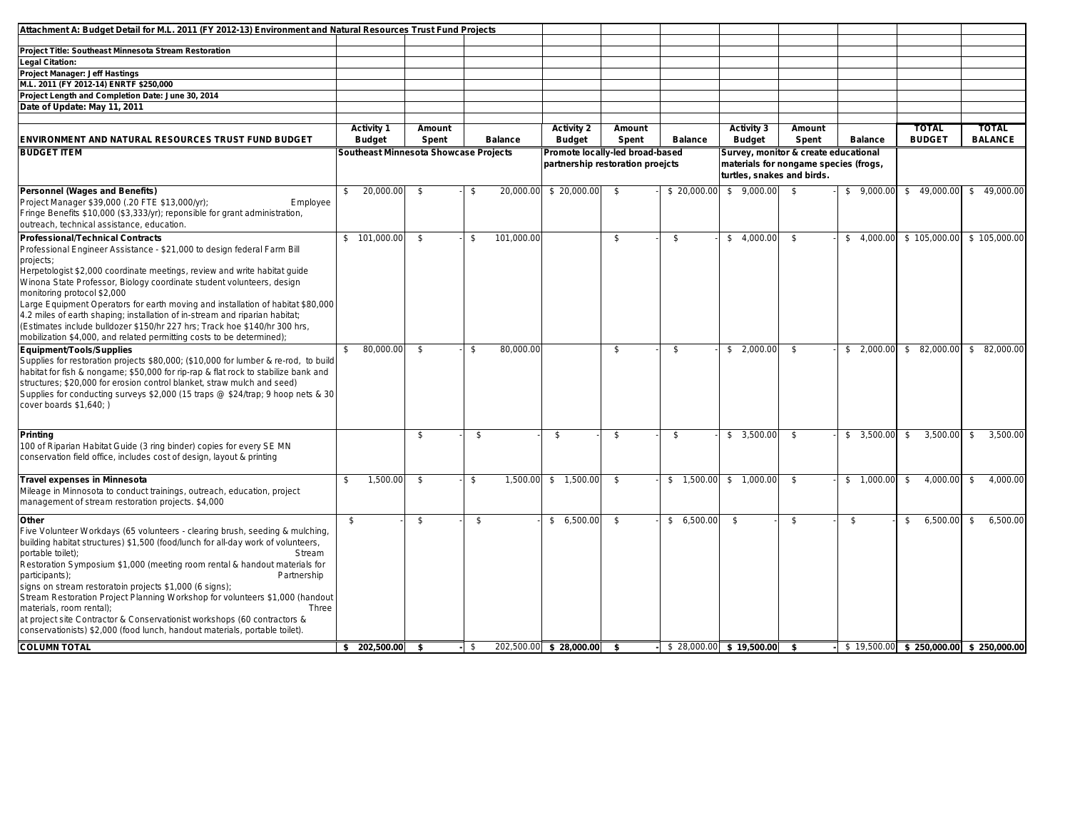**Attachment A: Budget Detail for M.L. 2011 (FY 2012-13) Environment and Natural Resources Trust Fund Projects**

**Project Title: Southeast Minnesota Stream Restoration**
**Legal Citation:**
**Project Manager: Jeff Hastings**
**M.L. 2011 (FY 2012-14) ENRTF $250,000**
**Project Length and Completion Date: June 30, 2014**
**Date of Update: May 11, 2011**

| ENVIRONMENT AND NATURAL RESOURCES TRUST FUND BUDGET | Activity 1 Budget | Amount Spent | Balance | Activity 2 Budget | Amount Spent | Balance | Activity 3 Budget | Amount Spent | Balance | TOTAL BUDGET | TOTAL BALANCE |
|---|---|---|---|---|---|---|---|---|---|---|---|
| **BUDGET ITEM** | Southeast Minnesota Showcase Projects | | | Promote locally-led broad-based partnership restoration proejcts | | | Survey, monitor & create educational materials for nongame species (frogs, turtles, snakes and birds. | | | | |
| **Personnel (Wages and Benefits)** Project Manager $39,000 (.20 FTE $13,000/yr); Employee Fringe Benefits $10,000 ($3,333/yr); reponsible for grant administration, outreach, technical assistance, education. | $ 20,000.00 | $ - | $ 20,000.00 | $ 20,000.00 | $ - | $ 20,000.00 | $ 9,000.00 | $ - | $ 9,000.00 | $ 49,000.00 | $ 49,000.00 |
| **Professional/Technical Contracts** Professional Engineer Assistance - $21,000 to design federal Farm Bill projects; Herpetologist $2,000 coordinate meetings, review and write habitat guide Winona State Professor, Biology coordinate student volunteers, design monitoring protocol $2,000 Large Equipment Operators for earth moving and installation of habitat $80,000 4.2 miles of earth shaping; installation of in-stream and riparian habitat; (Estimates include bulldozer $150/hr 227 hrs; Track hoe $140/hr 300 hrs, mobilization $4,000, and related permitting costs to be determined); | $ 101,000.00 | $ - | $ 101,000.00 | | $ - | $ - | $ 4,000.00 | $ - | $ 4,000.00 | $ 105,000.00 | $ 105,000.00 |
| **Equipment/Tools/Supplies** Supplies for restoration projects $80,000; ($10,000 for lumber & re-rod, to build habitat for fish & nongame; $50,000 for rip-rap & flat rock to stabilize bank and structures; $20,000 for erosion control blanket, straw mulch and seed) Supplies for conducting surveys $2,000 (15 traps @ $24/trap; 9 hoop nets & 30 cover boards $1,640; ) | $ 80,000.00 | $ - | $ 80,000.00 | | $ - | $ - | $ 2,000.00 | $ - | $ 2,000.00 | $ 82,000.00 | $ 82,000.00 |
| **Printing** 100 of Riparian Habitat Guide (3 ring binder) copies for every SE MN conservation field office, includes cost of design, layout & printing | | $ - | $ - | $ - | $ - | $ - | $ 3,500.00 | $ - | $ 3,500.00 | $ 3,500.00 | $ 3,500.00 |
| **Travel expenses in Minnesota** Mileage in Minnesota to conduct trainings, outreach, education, project management of stream restoration projects. $4,000 | $ 1,500.00 | $ - | $ 1,500.00 | $ 1,500.00 | $ - | $ 1,500.00 | $ 1,000.00 | $ - | $ 1,000.00 | $ 4,000.00 | $ 4,000.00 |
| **Other** Five Volunteer Workdays (65 volunteers - clearing brush, seeding & mulching, building habitat structures) $1,500 (food/lunch for all-day work of volunteers, portable toilet); Stream Restoration Symposium $1,000 (meeting room rental & handout materials for participants); Partnership signs on stream restoratoin projects $1,000 (6 signs); Stream Restoration Project Planning Workshop for volunteers $1,000 (handout materials, room rental); Three at project site Contractor & Conservationist workshops (60 contractors & conservationists) $2,000 (food lunch, handout materials, portable toilet). | $ - | $ - | $ - | $ 6,500.00 | $ - | $ 6,500.00 | $ - | $ - | $ - | $ 6,500.00 | $ 6,500.00 |
| **COLUMN TOTAL** | **$ 202,500.00** | **$ -** | $ 202,500.00 | **$ 28,000.00** | **$ -** | $ 28,000.00 | **$ 19,500.00** | **$ -** | $ 19,500.00 | **$ 250,000.00** | **$ 250,000.00** |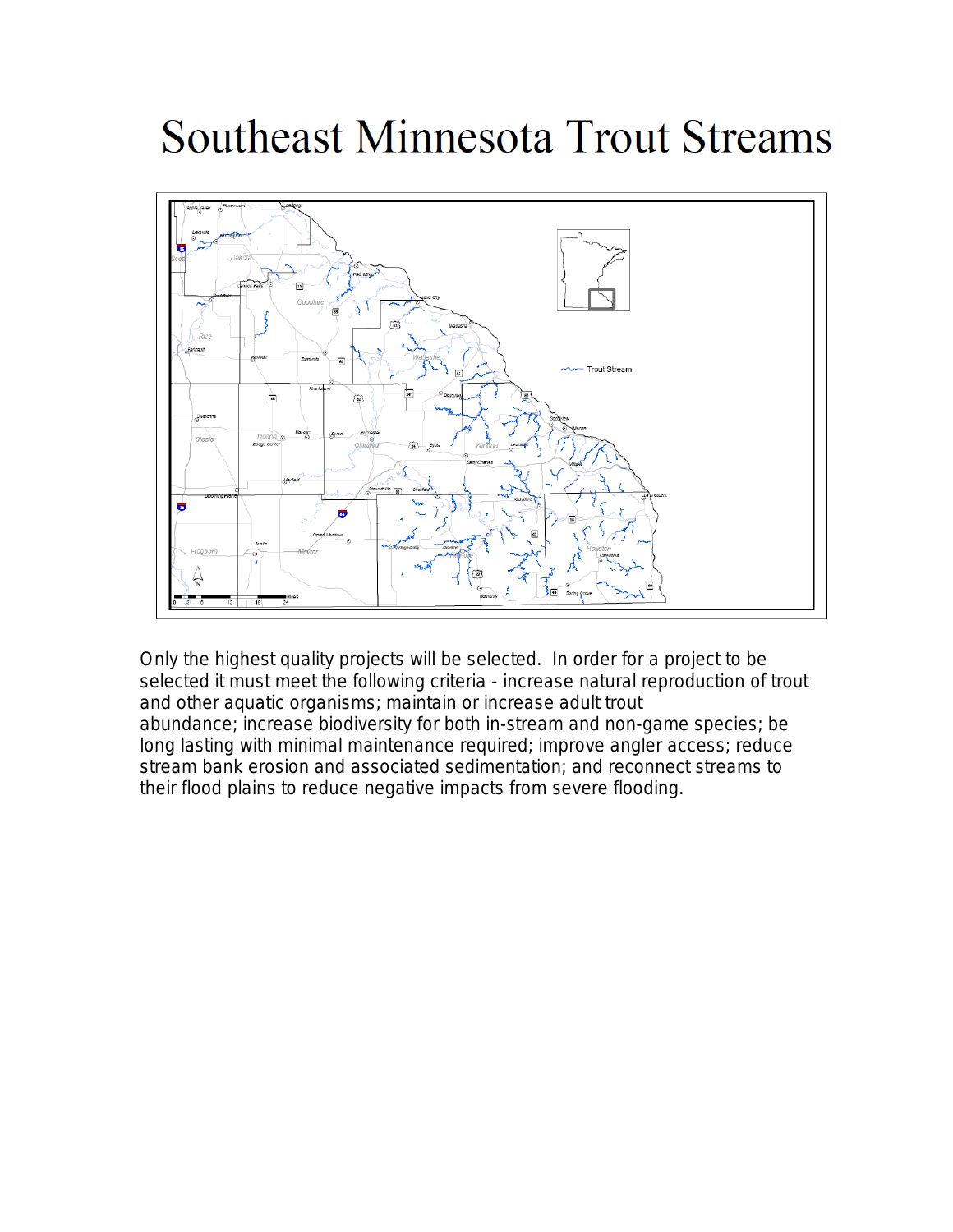# Southeast Minnesota Trout Streams

Trout Stream

Only the highest quality projects will be selected. In order for a project to be selected it must meet the following criteria - increase natural reproduction of trout and other aquatic organisms; maintain or increase adult trout abundance; increase biodiversity for both in-stream and non-game species; be long lasting with minimal maintenance required; improve angler access; reduce stream bank erosion and associated sedimentation; and reconnect streams to their flood plains to reduce negative impacts from severe flooding.